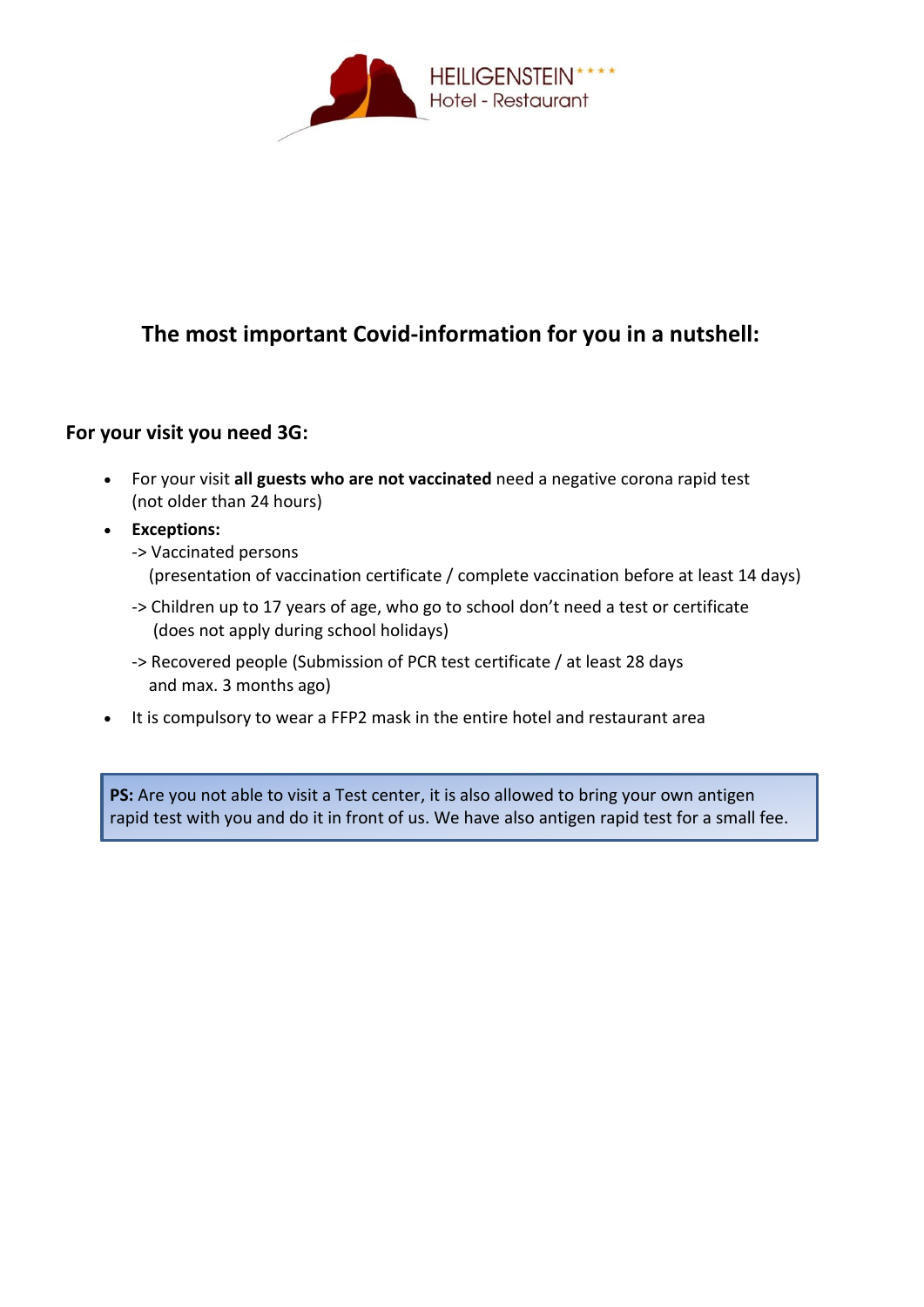HEILIGENSTEIN****
Hotel - Restaurant

## The most important Covid-information for you in a nutshell:

### For your visit you need 3G:

- For your visit **all guests who are not vaccinated** need a negative corona rapid test (not older than 24 hours)
- **Exceptions:**
  -> Vaccinated persons
  (presentation of vaccination certificate / complete vaccination before at least 14 days)

  -> Children up to 17 years of age, who go to school don't need a test or certificate
  (does not apply during school holidays)

  -> Recovered people (Submission of PCR test certificate / at least 28 days and max. 3 months ago)
- It is compulsory to wear a FFP2 mask in the entire hotel and restaurant area

**PS:** Are you not able to visit a Test center, it is also allowed to bring your own antigen rapid test with you and do it in front of us. We have also antigen rapid test for a small fee.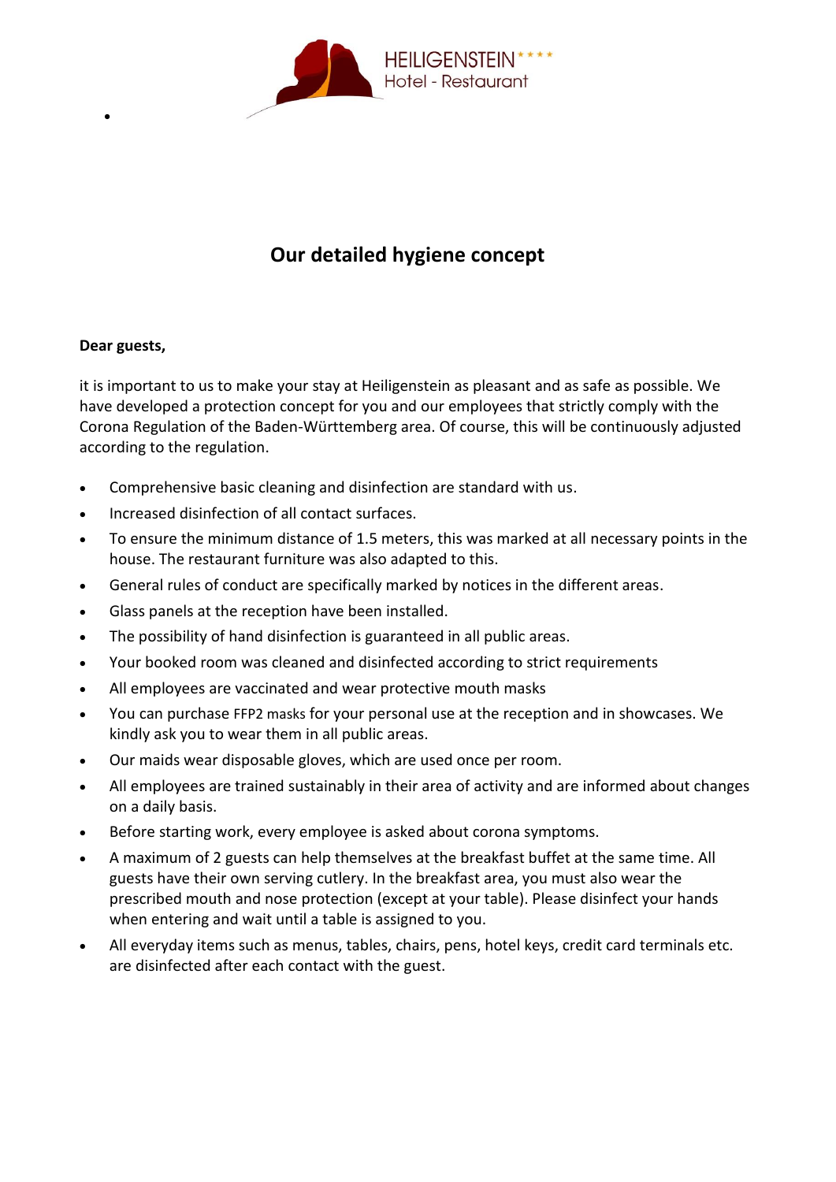# Our detailed hygiene concept

**Dear guests,**

it is important to us to make your stay at Heiligenstein as pleasant and as safe as possible. We have developed a protection concept for you and our employees that strictly comply with the Corona Regulation of the Baden-Württemberg area. Of course, this will be continuously adjusted according to the regulation.

- Comprehensive basic cleaning and disinfection are standard with us.
- Increased disinfection of all contact surfaces.
- To ensure the minimum distance of 1.5 meters, this was marked at all necessary points in the house. The restaurant furniture was also adapted to this.
- General rules of conduct are specifically marked by notices in the different areas.
- Glass panels at the reception have been installed.
- The possibility of hand disinfection is guaranteed in all public areas.
- Your booked room was cleaned and disinfected according to strict requirements
- All employees are vaccinated and wear protective mouth masks
- You can purchase FFP2 masks for your personal use at the reception and in showcases. We kindly ask you to wear them in all public areas.
- Our maids wear disposable gloves, which are used once per room.
- All employees are trained sustainably in their area of activity and are informed about changes on a daily basis.
- Before starting work, every employee is asked about corona symptoms.
- A maximum of 2 guests can help themselves at the breakfast buffet at the same time. All guests have their own serving cutlery. In the breakfast area, you must also wear the prescribed mouth and nose protection (except at your table). Please disinfect your hands when entering and wait until a table is assigned to you.
- All everyday items such as menus, tables, chairs, pens, hotel keys, credit card terminals etc. are disinfected after each contact with the guest.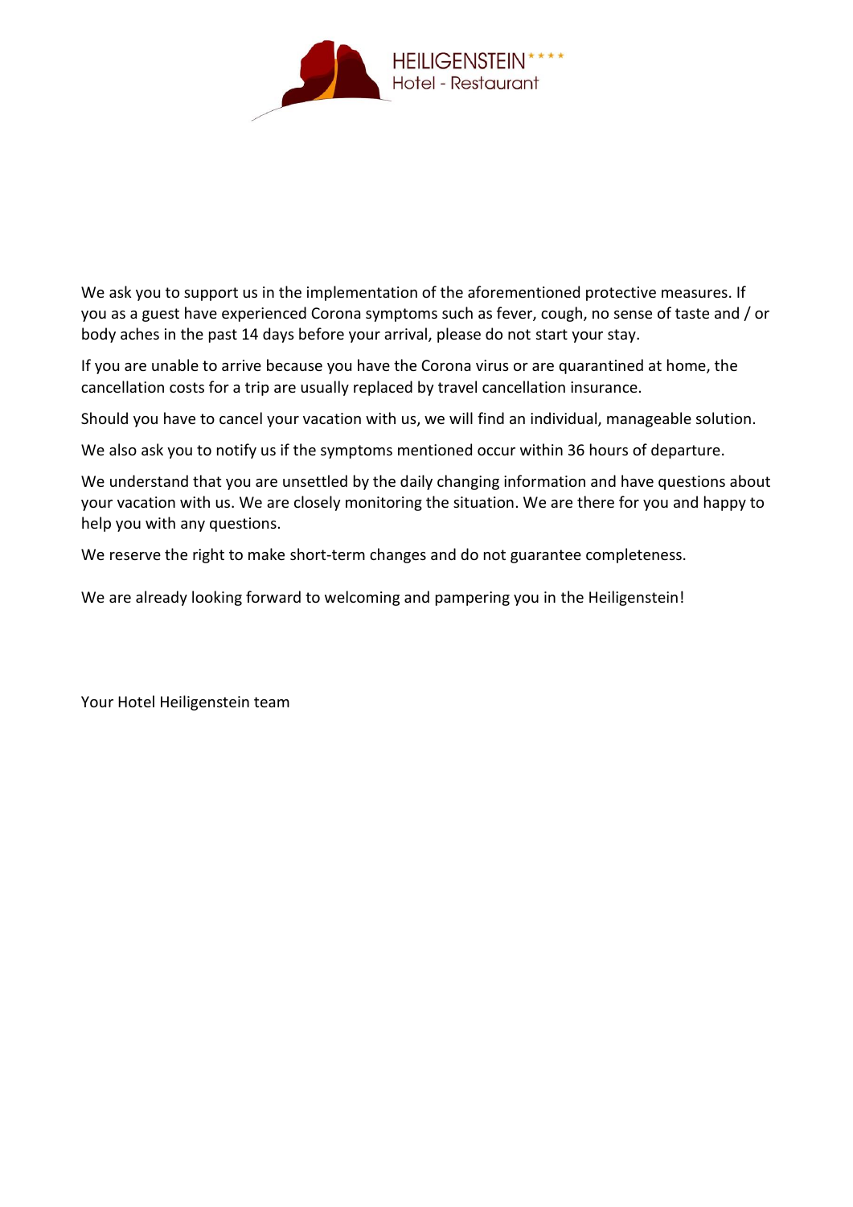We ask you to support us in the implementation of the aforementioned protective measures. If you as a guest have experienced Corona symptoms such as fever, cough, no sense of taste and / or body aches in the past 14 days before your arrival, please do not start your stay.

If you are unable to arrive because you have the Corona virus or are quarantined at home, the cancellation costs for a trip are usually replaced by travel cancellation insurance.

Should you have to cancel your vacation with us, we will find an individual, manageable solution.

We also ask you to notify us if the symptoms mentioned occur within 36 hours of departure.

We understand that you are unsettled by the daily changing information and have questions about your vacation with us. We are closely monitoring the situation. We are there for you and happy to help you with any questions.

We reserve the right to make short-term changes and do not guarantee completeness.

We are already looking forward to welcoming and pampering you in the Heiligenstein!

Your Hotel Heiligenstein team